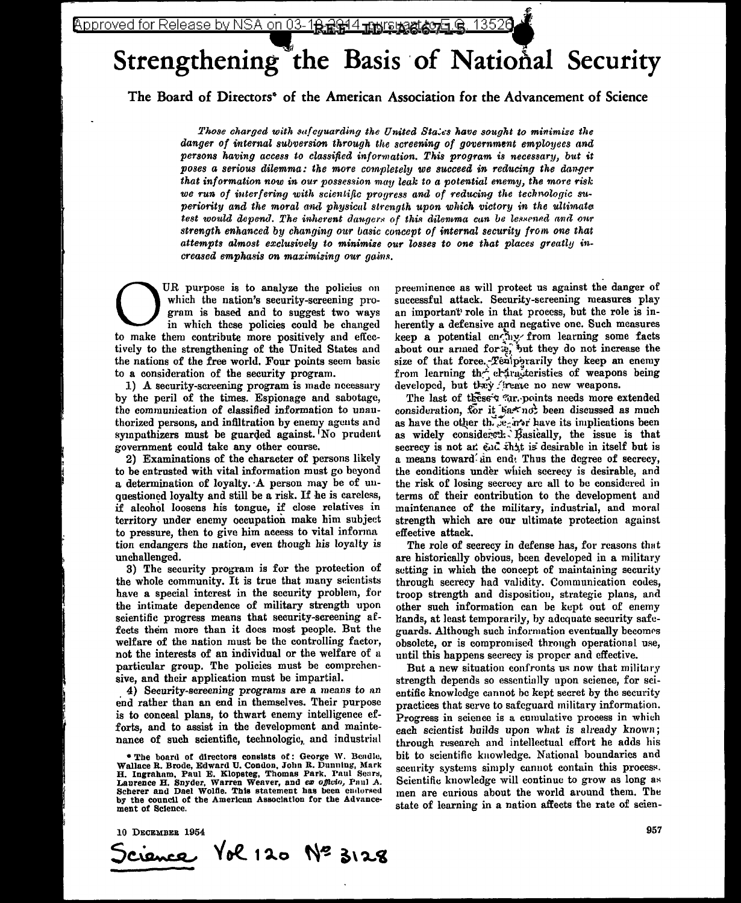# Strengthening the Basis of National Security

**The Board of Directors* of the American Association for the Advancement of Science**

*Those charged with safeguarding the United States have sought to minimize the danger of internal subversion through the screening of government employees and persons having access to classified information. This program is necessary, but it poses a serious dilemma: the more completely we succeed in reducing the danger that information now in our possession may leak to a potential enemy, the more risk we run of interfering with scientific progress and of reducing the technologic superiority and the moral and physical strength upon which victory in the ultimate test would depend. The inherent dangers of this dilemma can be lessened and our strength enhanced by changing our basic concept of internal security from one that attempts almost exclusively to minimize our losses to one that places greatly increased emphasis on maximizing our gains.*

Our purpose is to analyze the policies on which the nation's security-screening program is based and to suggest two ways in which these policies could be changed to make them contribute more positively and effectively to the strengthening of the United States and the nations of the free world. Four points seem basic to a consideration of the security program.

1) A security-screening program is made necessary by the peril of the times. Espionage and sabotage, the communication of classified information to unauthorized persons, and infiltration by enemy agents and sympathizers must be guarded against. No prudent government could take any other course.

2) Examinations of the character of persons likely to be entrusted with vital information must go beyond a determination of loyalty. A person may be of unquestioned loyalty and still be a risk. If he is careless, if alcohol loosens his tongue, if close relatives in territory under enemy occupation make him subject to pressure, then to give him access to vital information endangers the nation, even though his loyalty is unchallenged.

3) The security program is for the protection of the whole community. It is true that many scientists have a special interest in the security problem, for the intimate dependence of military strength upon scientific progress means that security-screening affects them more than it does most people. But the welfare of the nation must be the controlling factor, not the interests of an individual or the welfare of a particular group. The policies must be comprehensive, and their application must be impartial.

4) Security-screening programs are a means to an end rather than an end in themselves. Their purpose is to conceal plans, to thwart enemy intelligence efforts, and to assist in the development and maintenance of such scientific, technologic, and industrial preeminence as will protect us against the danger of successful attack. Security-screening measures play an important role in that process, but the role is inherently a defensive and negative one. Such measures keep a potential enemy from learning some facts about our armed forces, but they do not increase the size of that force. Temporarily they keep an enemy from learning the characteristics of weapons being developed, but they create no new weapons.

The last of these four points needs more extended consideration, for it has not been discussed as much as have the other three, nor have its implications been as widely considered. Basically, the issue is that secrecy is not an end that is desirable in itself but is a means toward an end. Thus the degree of secrecy, the conditions under which secrecy is desirable, and the risk of losing secrecy are all to be considered in terms of their contribution to the development and maintenance of the military, industrial, and moral strength which are our ultimate protection against effective attack.

The role of secrecy in defense has, for reasons that are historically obvious, been developed in a military setting in which the concept of maintaining security through secrecy had validity. Communication codes, troop strength and disposition, strategic plans, and other such information can be kept out of enemy hands, at least temporarily, by adequate security safeguards. Although such information eventually becomes obsolete, or is compromised through operational use, until this happens secrecy is proper and effective.

But a new situation confronts us now that military strength depends so essentially upon science, for scientific knowledge cannot be kept secret by the security practices that serve to safeguard military information. Progress in science is a cumulative process in which each scientist builds upon what is already known; through research and intellectual effort he adds his bit to scientific knowledge. National boundaries and security systems simply cannot contain this process. Scientific knowledge will continue to grow as long as men are curious about the world around them. The state of learning in a nation affects the rate of scien-

\* The board of directors consists of: George W. Beadle, Wallace R. Brode, Edward U. Condon, John R. Dunning, Mark H. Ingraham, Paul E. Klopsteg, Thomas Park, Paul Sears, Laurence H. Snyder, Warren Weaver, and *ex officio*, Paul A. Scherer and Dael Wolfle. This statement has been endorsed by the council of the American Association for the Advancement of Science.

10 December 1954

Science Vol 120 No 3128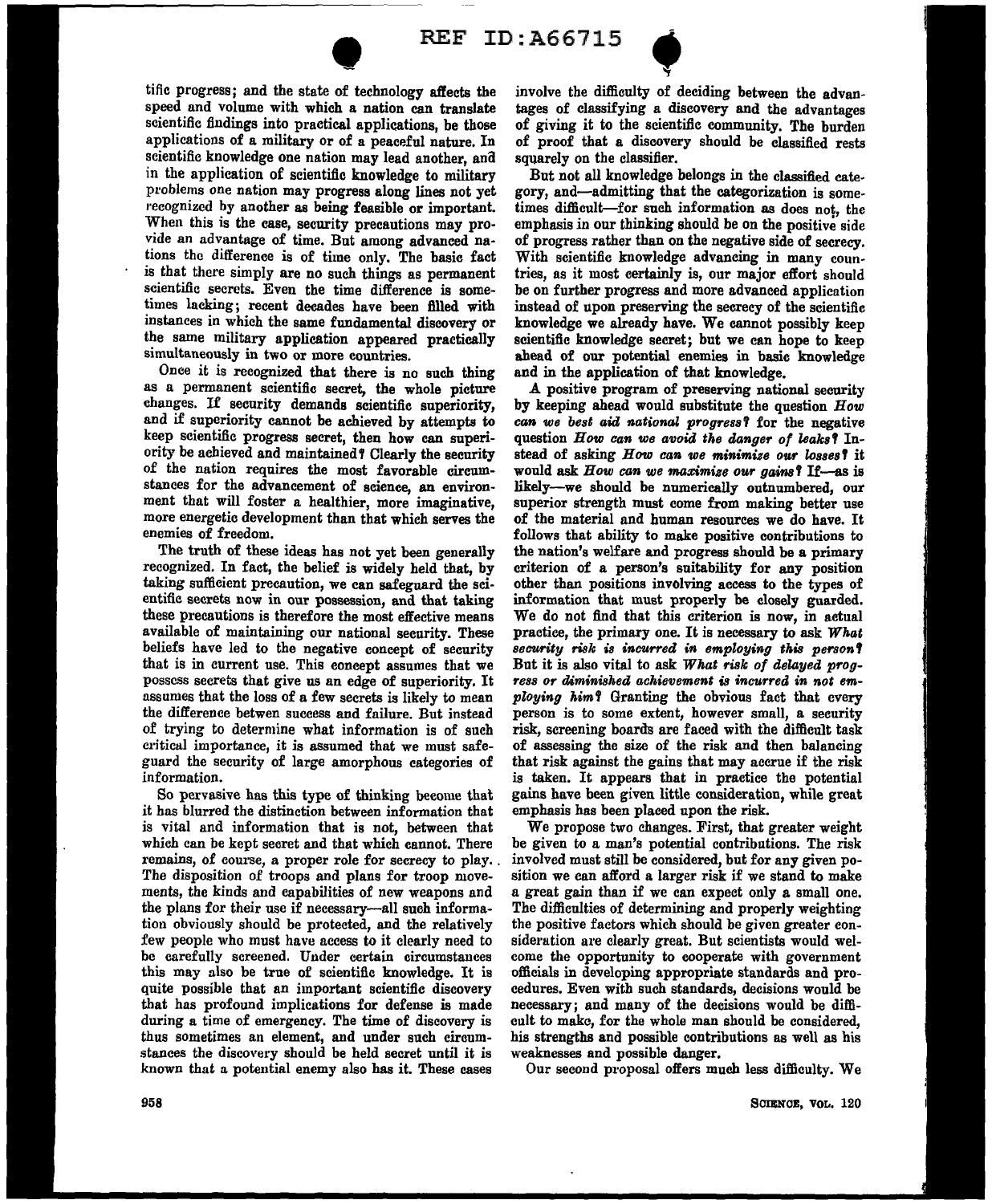tific progress; and the state of technology affects the speed and volume with which a nation can translate scientific findings into practical applications, be those applications of a military or of a peaceful nature. In scientific knowledge one nation may lead another, and in the application of scientific knowledge to military problems one nation may progress along lines not yet recognized by another as being feasible or important. When this is the case, security precautions may provide an advantage of time. But among advanced nations the difference is of time only. The basic fact is that there simply are no such things as permanent scientific secrets. Even the time difference is sometimes lacking; recent decades have been filled with instances in which the same fundamental discovery or the same military application appeared practically simultaneously in two or more countries.

Once it is recognized that there is no such thing as a permanent scientific secret, the whole picture changes. If security demands scientific superiority, and if superiority cannot be achieved by attempts to keep scientific progress secret, then how can superiority be achieved and maintained? Clearly the security of the nation requires the most favorable circumstances for the advancement of science, an environment that will foster a healthier, more imaginative, more energetic development than that which serves the enemies of freedom.

The truth of these ideas has not yet been generally recognized. In fact, the belief is widely held that, by taking sufficient precaution, we can safeguard the scientific secrets now in our possession, and that taking these precautions is therefore the most effective means available of maintaining our national security. These beliefs have led to the negative concept of security that is in current use. This concept assumes that we possess secrets that give us an edge of superiority. It assumes that the loss of a few secrets is likely to mean the difference betwen success and failure. But instead of trying to determine what information is of such critical importance, it is assumed that we must safeguard the security of large amorphous categories of information.

So pervasive has this type of thinking become that it has blurred the distinction between information that is vital and information that is not, between that which can be kept secret and that which cannot. There remains, of course, a proper role for secrecy to play. The disposition of troops and plans for troop movements, the kinds and capabilities of new weapons and the plans for their use if necessary—all such information obviously should be protected, and the relatively few people who must have access to it clearly need to be carefully screened. Under certain circumstances this may also be true of scientific knowledge. It is quite possible that an important scientific discovery that has profound implications for defense is made during a time of emergency. The time of discovery is thus sometimes an element, and under such circumstances the discovery should be held secret until it is known that a potential enemy also has it. These cases involve the difficulty of deciding between the advantages of classifying a discovery and the advantages of giving it to the scientific community. The burden of proof that a discovery should be classified rests squarely on the classifier.

But not all knowledge belongs in the classified category, and—admitting that the categorization is sometimes difficult—for such information as does not, the emphasis in our thinking should be on the positive side of progress rather than on the negative side of secrecy. With scientific knowledge advancing in many countries, as it most certainly is, our major effort should be on further progress and more advanced application instead of upon preserving the secrecy of the scientific knowledge we already have. We cannot possibly keep scientific knowledge secret; but we can hope to keep ahead of our potential enemies in basic knowledge and in the application of that knowledge.

A positive program of preserving national security by keeping ahead would substitute the question *How can we best aid national progress?* for the negative question *How can we avoid the danger of leaks?* Instead of asking *How can we minimize our losses?* it would ask *How can we maximize our gains?* If—as is likely—we should be numerically outnumbered, our superior strength must come from making better use of the material and human resources we do have. It follows that ability to make positive contributions to the nation's welfare and progress should be a primary criterion of a person's suitability for any position other than positions involving access to the types of information that must properly be closely guarded. We do not find that this criterion is now, in actual practice, the primary one. It is necessary to ask *What security risk is incurred in employing this person?* But it is also vital to ask *What risk of delayed progress or diminished achievement is incurred in not employing him?* Granting the obvious fact that every person is to some extent, however small, a security risk, screening boards are faced with the difficult task of assessing the size of the risk and then balancing that risk against the gains that may accrue if the risk is taken. It appears that in practice the potential gains have been given little consideration, while great emphasis has been placed upon the risk.

We propose two changes. First, that greater weight be given to a man's potential contributions. The risk involved must still be considered, but for any given position we can afford a larger risk if we stand to make a great gain than if we can expect only a small one. The difficulties of determining and properly weighting the positive factors which should be given greater consideration are clearly great. But scientists would welcome the opportunity to cooperate with government officials in developing appropriate standards and procedures. Even with such standards, decisions would be necessary; and many of the decisions would be difficult to make, for the whole man should be considered, his strengths and possible contributions as well as his weaknesses and possible danger.

Our second proposal offers much less difficulty. We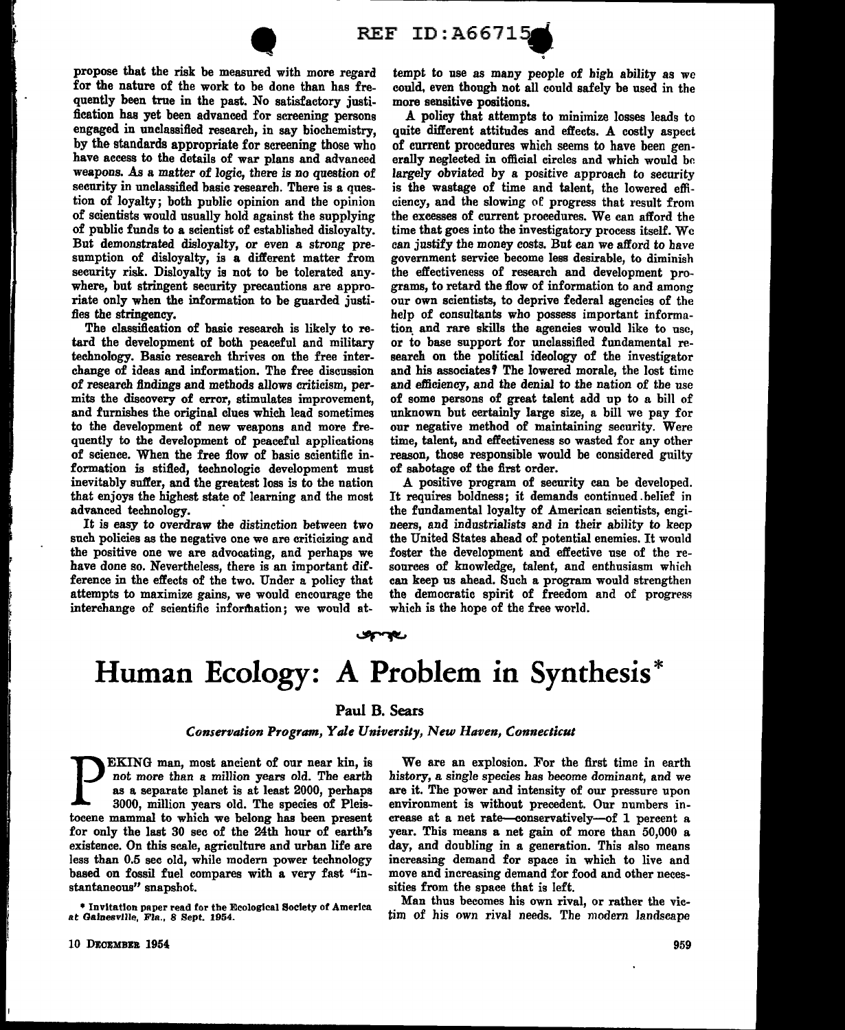propose that the risk be measured with more regard for the nature of the work to be done than has frequently been true in the past. No satisfactory justification has yet been advanced for screening persons engaged in unclassified research, in say biochemistry, by the standards appropriate for screening those who have access to the details of war plans and advanced weapons. *As a matter of logic, there is no question of security in unclassified basic research.* There is a question of loyalty; both public opinion and the opinion of scientists would usually hold against the supplying of public funds to a scientist of established disloyalty. But demonstrated disloyalty, or even a strong presumption of disloyalty, is a different matter from security risk. Disloyalty is not to be tolerated anywhere, but stringent security precautions are appropriate only when the information to be guarded justifies the stringency.

The classification of basic research is likely to retard the development of both peaceful and military technology. Basic research thrives on the free interchange of ideas and information. The free discussion of research findings and methods allows criticism, permits the discovery of error, stimulates improvement, and furnishes the original clues which lead sometimes to the development of new weapons and more frequently to the development of peaceful applications of science. When the free flow of basic scientific information is stifled, technologic development must inevitably suffer, and the greatest loss is to the nation that enjoys the highest state of learning and the most advanced technology.

It is easy to overdraw the distinction between two such policies as the negative one we are criticizing and the positive one we are advocating, and perhaps we have done so. Nevertheless, there is an important difference in the effects of the two. Under a policy that attempts to maximize gains, we would encourage the interchange of scientific information; we would attempt to use as many people of high ability as we could, even though not all could safely be used in the more sensitive positions.

A policy that attempts to minimize losses leads to quite different attitudes and effects. A costly aspect of current procedures which seems to have been generally neglected in official circles and which would be largely obviated by a positive approach to security is the wastage of time and talent, the lowered efficiency, and the slowing of progress that result from the excesses of current procedures. We can afford the time that goes into the investigatory process itself. We can justify the money costs. But can we afford to have government service become less desirable, to diminish the effectiveness of research and development programs, to retard the flow of information to and among our own scientists, to deprive federal agencies of the help of consultants who possess important information and rare skills the agencies would like to use, or to base support for unclassified fundamental research on the political ideology of the investigator and his associates? The lowered morale, the lost time and efficiency, and the denial to the nation of the use of some persons of great talent add up to a bill of unknown but certainly large size, a bill we pay for our negative method of maintaining security. Were time, talent, and effectiveness so wasted for any other reason, those responsible would be considered guilty of sabotage of the first order.

A positive program of security can be developed. It requires boldness; it demands continued belief in the fundamental loyalty of American scientists, engineers, and industrialists and in their ability to keep the United States ahead of potential enemies. It would foster the development and effective use of the resources of knowledge, talent, and enthusiasm which can keep us ahead. Such a program would strengthen the democratic spirit of freedom and of progress which is the hope of the free world.

# Human Ecology: A Problem in Synthesis*

**Paul B. Sears**

*Conservation Program, Yale University, New Haven, Connecticut*

PEKING man, most ancient of our near kin, is not more than a million years old. The earth as a separate planet is at least 2000, perhaps 3000, million years old. The species of Pleistocene mammal to which we belong has been present for only the last 30 sec of the 24th hour of earth's existence. On this scale, agriculture and urban life are less than 0.5 sec old, while modern power technology based on fossil fuel compares with a very fast "instantaneous" snapshot.

We are an explosion. For the first time in earth history, a single species has become dominant, and we are it. The power and intensity of our pressure upon environment is without precedent. Our numbers increase at a net rate—conservatively—of 1 percent a year. This means a net gain of more than 50,000 a day, and doubling in a generation. This also means increasing demand for space in which to live and move and increasing demand for food and other necessities from the space that is left.

Man thus becomes his own rival, or rather the victim of his own rival needs. The modern landscape

\* Invitation paper read for the Ecological Society of America at Gainesville, Fla., 8 Sept. 1954.